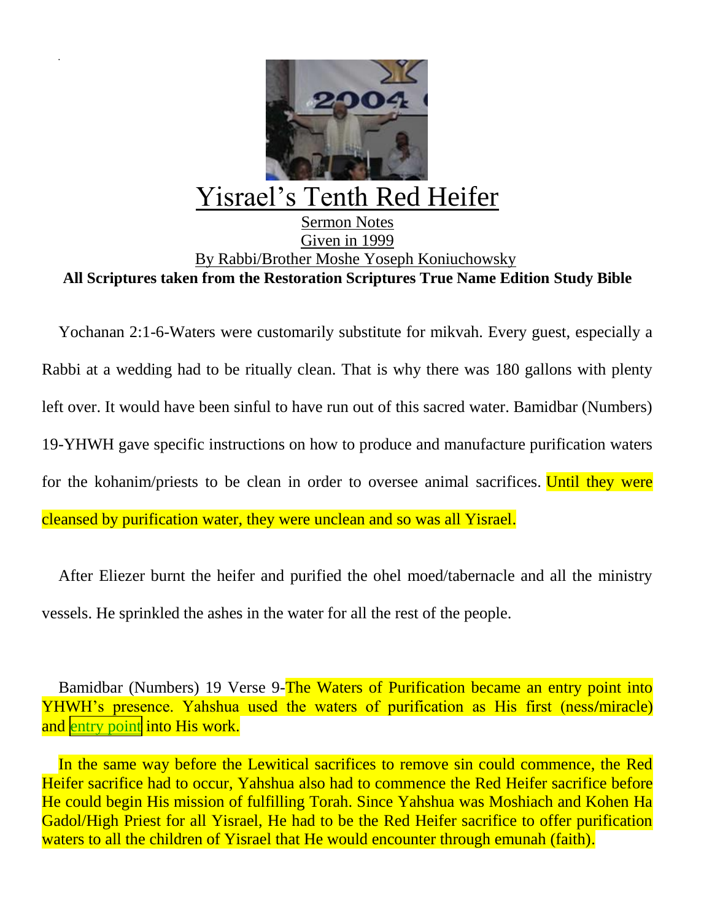# Yisrael's Tenth Red Heifer

Sermon Notes

Given in 1999

By Rabbi/Brother Moshe Yoseph Koniuchowsky

**All Scriptures taken from the Restoration Scriptures True Name Edition Study Bible**

Yochanan 2:1-6-Waters were customarily substitute for mikvah. Every guest, especially a Rabbi at a wedding had to be ritually clean. That is why there was 180 gallons with plenty left over. It would have been sinful to have run out of this sacred water. Bamidbar (Numbers) 19-YHWH gave specific instructions on how to produce and manufacture purification waters for the kohanim/priests to be clean in order to oversee animal sacrifices. Until they were cleansed by purification water, they were unclean and so was all Yisrael.

After Eliezer burnt the heifer and purified the ohel moed/tabernacle and all the ministry vessels. He sprinkled the ashes in the water for all the rest of the people.

Bamidbar (Numbers) 19 Verse 9-The Waters of Purification became an entry point into YHWH's presence. Yahshua used the waters of purification as His first (ness/miracle) and entry point into His work.

In the same way before the Lewitical sacrifices to remove sin could commence, the Red Heifer sacrifice had to occur, Yahshua also had to commence the Red Heifer sacrifice before He could begin His mission of fulfilling Torah. Since Yahshua was Moshiach and Kohen Ha Gadol/High Priest for all Yisrael, He had to be the Red Heifer sacrifice to offer purification waters to all the children of Yisrael that He would encounter through emunah (faith).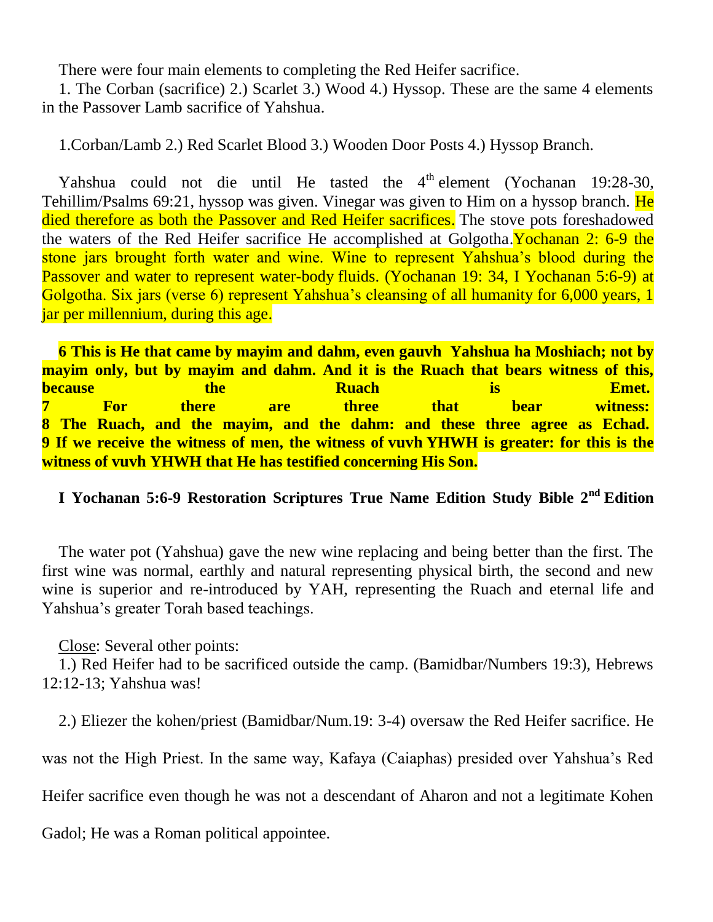There were four main elements to completing the Red Heifer sacrifice.

1. The Corban (sacrifice) 2.) Scarlet 3.) Wood 4.) Hyssop. These are the same 4 elements in the Passover Lamb sacrifice of Yahshua.

1.Corban/Lamb 2.) Red Scarlet Blood 3.) Wooden Door Posts 4.) Hyssop Branch.

Yahshua could not die until He tasted the 4th element (Yochanan 19:28-30, Tehillim/Psalms 69:21, hyssop was given. Vinegar was given to Him on a hyssop branch. He died therefore as both the Passover and Red Heifer sacrifices. The stove pots foreshadowed the waters of the Red Heifer sacrifice He accomplished at Golgotha. Yochanan 2: 6-9 the stone jars brought forth water and wine. Wine to represent Yahshua's blood during the Passover and water to represent water-body fluids. (Yochanan 19: 34, I Yochanan 5:6-9) at Golgotha. Six jars (verse 6) represent Yahshua's cleansing of all humanity for 6,000 years, 1 jar per millennium, during this age.

**6 This is He that came by mayim and dahm, even gauvh Yahshua ha Moshiach; not by mayim only, but by mayim and dahm. And it is the Ruach that bears witness of this, because the Ruach is Emet.**
**7 For there are three that bear witness:**
**8 The Ruach, and the mayim, and the dahm: and these three agree as Echad.**
**9 If we receive the witness of men, the witness of vuvh YHWH is greater: for this is the witness of vuvh YHWH that He has testified concerning His Son.**

**I Yochanan 5:6-9 Restoration Scriptures True Name Edition Study Bible 2nd Edition**

The water pot (Yahshua) gave the new wine replacing and being better than the first. The first wine was normal, earthly and natural representing physical birth, the second and new wine is superior and re-introduced by YAH, representing the Ruach and eternal life and Yahshua's greater Torah based teachings.

Close: Several other points:

1.) Red Heifer had to be sacrificed outside the camp. (Bamidbar/Numbers 19:3), Hebrews 12:12-13; Yahshua was!

2.) Eliezer the kohen/priest (Bamidbar/Num.19: 3-4) oversaw the Red Heifer sacrifice. He was not the High Priest. In the same way, Kafaya (Caiaphas) presided over Yahshua's Red Heifer sacrifice even though he was not a descendant of Aharon and not a legitimate Kohen Gadol; He was a Roman political appointee.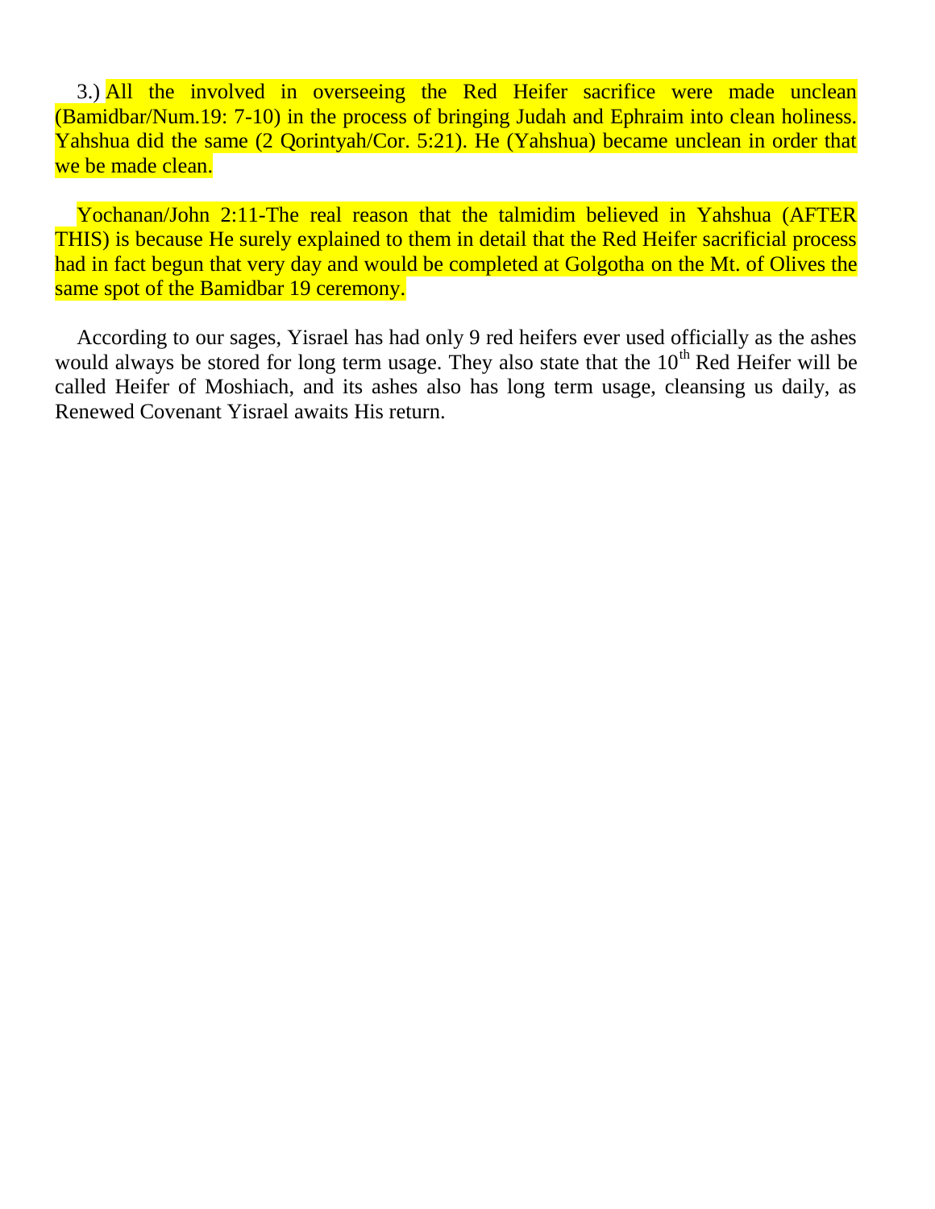3.) All the involved in overseeing the Red Heifer sacrifice were made unclean (Bamidbar/Num.19: 7-10) in the process of bringing Judah and Ephraim into clean holiness. Yahshua did the same (2 Qorintyah/Cor. 5:21). He (Yahshua) became unclean in order that we be made clean.

Yochanan/John 2:11-The real reason that the talmidim believed in Yahshua (AFTER THIS) is because He surely explained to them in detail that the Red Heifer sacrificial process had in fact begun that very day and would be completed at Golgotha on the Mt. of Olives the same spot of the Bamidbar 19 ceremony.

According to our sages, Yisrael has had only 9 red heifers ever used officially as the ashes would always be stored for long term usage. They also state that the 10th Red Heifer will be called Heifer of Moshiach, and its ashes also has long term usage, cleansing us daily, as Renewed Covenant Yisrael awaits His return.